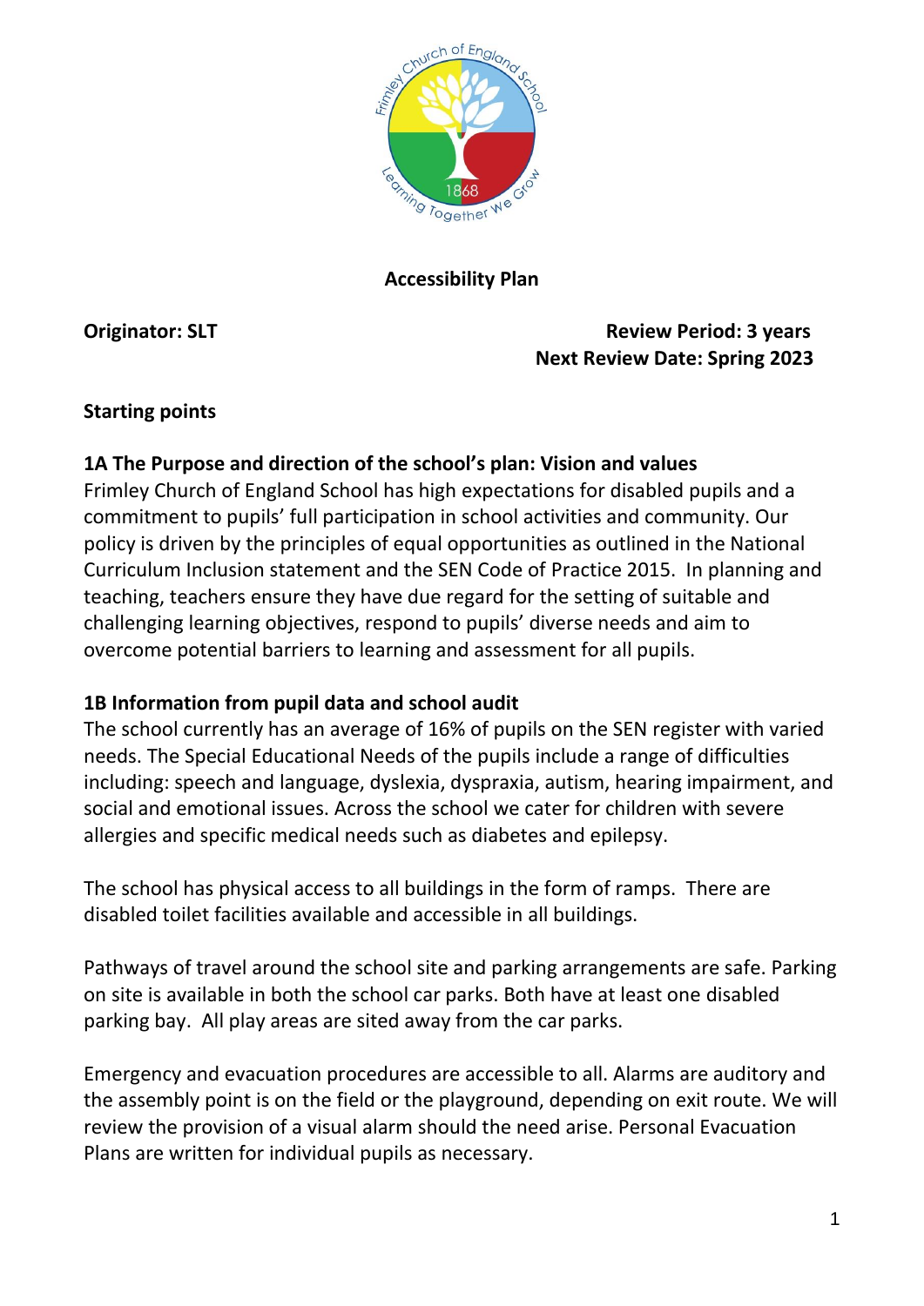# Accessibility Plan

**Originator: SLT**

**Review Period: 3 years**
**Next Review Date: Spring 2023**

## Starting points

### 1A The Purpose and direction of the school's plan: Vision and values

Frimley Church of England School has high expectations for disabled pupils and a commitment to pupils' full participation in school activities and community. Our policy is driven by the principles of equal opportunities as outlined in the National Curriculum Inclusion statement and the SEN Code of Practice 2015. In planning and teaching, teachers ensure they have due regard for the setting of suitable and challenging learning objectives, respond to pupils' diverse needs and aim to overcome potential barriers to learning and assessment for all pupils.

### 1B Information from pupil data and school audit

The school currently has an average of 16% of pupils on the SEN register with varied needs. The Special Educational Needs of the pupils include a range of difficulties including: speech and language, dyslexia, dyspraxia, autism, hearing impairment, and social and emotional issues. Across the school we cater for children with severe allergies and specific medical needs such as diabetes and epilepsy.

The school has physical access to all buildings in the form of ramps. There are disabled toilet facilities available and accessible in all buildings.

Pathways of travel around the school site and parking arrangements are safe. Parking on site is available in both the school car parks. Both have at least one disabled parking bay. All play areas are sited away from the car parks.

Emergency and evacuation procedures are accessible to all. Alarms are auditory and the assembly point is on the field or the playground, depending on exit route. We will review the provision of a visual alarm should the need arise. Personal Evacuation Plans are written for individual pupils as necessary.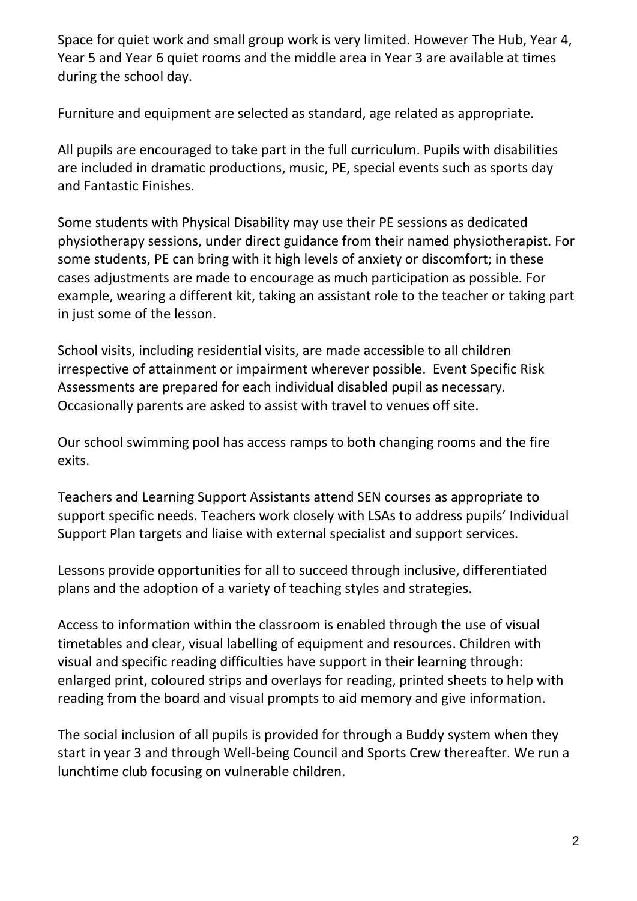Space for quiet work and small group work is very limited. However The Hub, Year 4, Year 5 and Year 6 quiet rooms and the middle area in Year 3 are available at times during the school day.

Furniture and equipment are selected as standard, age related as appropriate.

All pupils are encouraged to take part in the full curriculum. Pupils with disabilities are included in dramatic productions, music, PE, special events such as sports day and Fantastic Finishes.

Some students with Physical Disability may use their PE sessions as dedicated physiotherapy sessions, under direct guidance from their named physiotherapist. For some students, PE can bring with it high levels of anxiety or discomfort; in these cases adjustments are made to encourage as much participation as possible. For example, wearing a different kit, taking an assistant role to the teacher or taking part in just some of the lesson.

School visits, including residential visits, are made accessible to all children irrespective of attainment or impairment wherever possible. Event Specific Risk Assessments are prepared for each individual disabled pupil as necessary. Occasionally parents are asked to assist with travel to venues off site.

Our school swimming pool has access ramps to both changing rooms and the fire exits.

Teachers and Learning Support Assistants attend SEN courses as appropriate to support specific needs. Teachers work closely with LSAs to address pupils' Individual Support Plan targets and liaise with external specialist and support services.

Lessons provide opportunities for all to succeed through inclusive, differentiated plans and the adoption of a variety of teaching styles and strategies.

Access to information within the classroom is enabled through the use of visual timetables and clear, visual labelling of equipment and resources. Children with visual and specific reading difficulties have support in their learning through: enlarged print, coloured strips and overlays for reading, printed sheets to help with reading from the board and visual prompts to aid memory and give information.

The social inclusion of all pupils is provided for through a Buddy system when they start in year 3 and through Well-being Council and Sports Crew thereafter. We run a lunchtime club focusing on vulnerable children.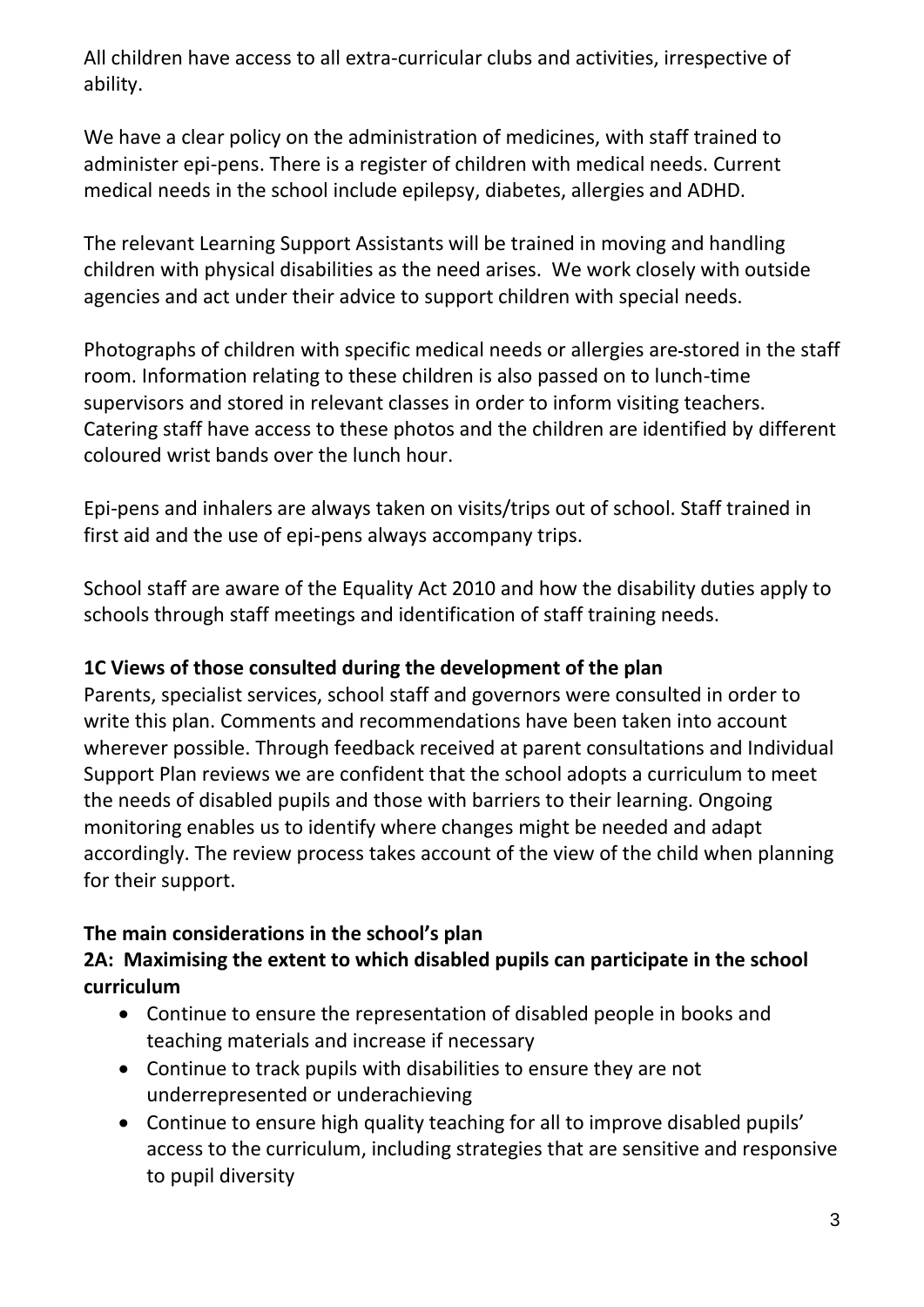All children have access to all extra-curricular clubs and activities, irrespective of ability.

We have a clear policy on the administration of medicines, with staff trained to administer epi-pens. There is a register of children with medical needs. Current medical needs in the school include epilepsy, diabetes, allergies and ADHD.

The relevant Learning Support Assistants will be trained in moving and handling children with physical disabilities as the need arises. We work closely with outside agencies and act under their advice to support children with special needs.

Photographs of children with specific medical needs or allergies are stored in the staff room. Information relating to these children is also passed on to lunch-time supervisors and stored in relevant classes in order to inform visiting teachers. Catering staff have access to these photos and the children are identified by different coloured wrist bands over the lunch hour.

Epi-pens and inhalers are always taken on visits/trips out of school. Staff trained in first aid and the use of epi-pens always accompany trips.

School staff are aware of the Equality Act 2010 and how the disability duties apply to schools through staff meetings and identification of staff training needs.

**1C Views of those consulted during the development of the plan**

Parents, specialist services, school staff and governors were consulted in order to write this plan. Comments and recommendations have been taken into account wherever possible. Through feedback received at parent consultations and Individual Support Plan reviews we are confident that the school adopts a curriculum to meet the needs of disabled pupils and those with barriers to their learning. Ongoing monitoring enables us to identify where changes might be needed and adapt accordingly. The review process takes account of the view of the child when planning for their support.

**The main considerations in the school's plan**

**2A: Maximising the extent to which disabled pupils can participate in the school curriculum**

- Continue to ensure the representation of disabled people in books and teaching materials and increase if necessary
- Continue to track pupils with disabilities to ensure they are not underrepresented or underachieving
- Continue to ensure high quality teaching for all to improve disabled pupils' access to the curriculum, including strategies that are sensitive and responsive to pupil diversity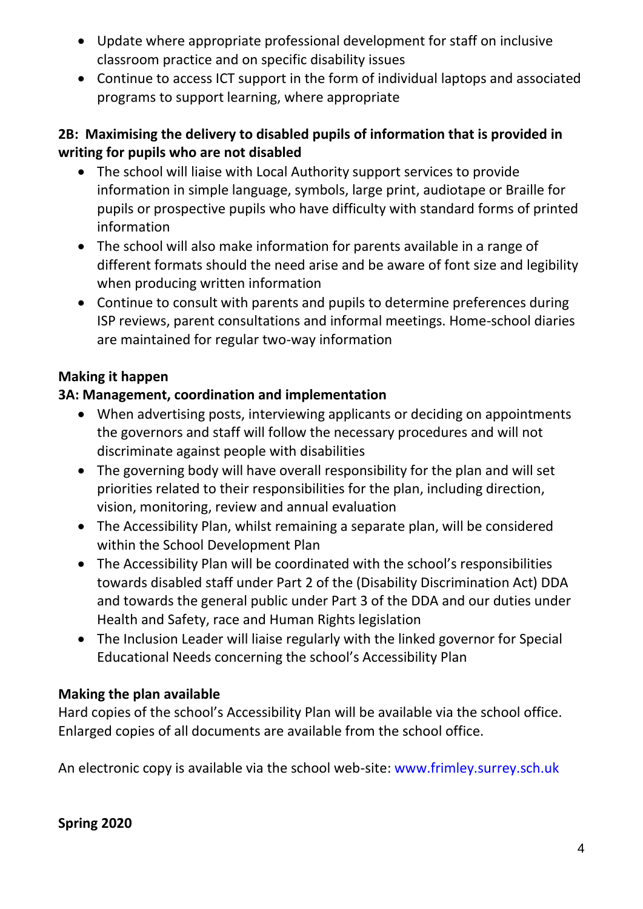- Update where appropriate professional development for staff on inclusive classroom practice and on specific disability issues
- Continue to access ICT support in the form of individual laptops and associated programs to support learning, where appropriate

**2B: Maximising the delivery to disabled pupils of information that is provided in writing for pupils who are not disabled**

- The school will liaise with Local Authority support services to provide information in simple language, symbols, large print, audiotape or Braille for pupils or prospective pupils who have difficulty with standard forms of printed information
- The school will also make information for parents available in a range of different formats should the need arise and be aware of font size and legibility when producing written information
- Continue to consult with parents and pupils to determine preferences during ISP reviews, parent consultations and informal meetings. Home-school diaries are maintained for regular two-way information

**Making it happen**

**3A: Management, coordination and implementation**

- When advertising posts, interviewing applicants or deciding on appointments the governors and staff will follow the necessary procedures and will not discriminate against people with disabilities
- The governing body will have overall responsibility for the plan and will set priorities related to their responsibilities for the plan, including direction, vision, monitoring, review and annual evaluation
- The Accessibility Plan, whilst remaining a separate plan, will be considered within the School Development Plan
- The Accessibility Plan will be coordinated with the school's responsibilities towards disabled staff under Part 2 of the (Disability Discrimination Act) DDA and towards the general public under Part 3 of the DDA and our duties under Health and Safety, race and Human Rights legislation
- The Inclusion Leader will liaise regularly with the linked governor for Special Educational Needs concerning the school's Accessibility Plan

**Making the plan available**

Hard copies of the school's Accessibility Plan will be available via the school office. Enlarged copies of all documents are available from the school office.

An electronic copy is available via the school web-site: www.frimley.surrey.sch.uk

**Spring 2020**